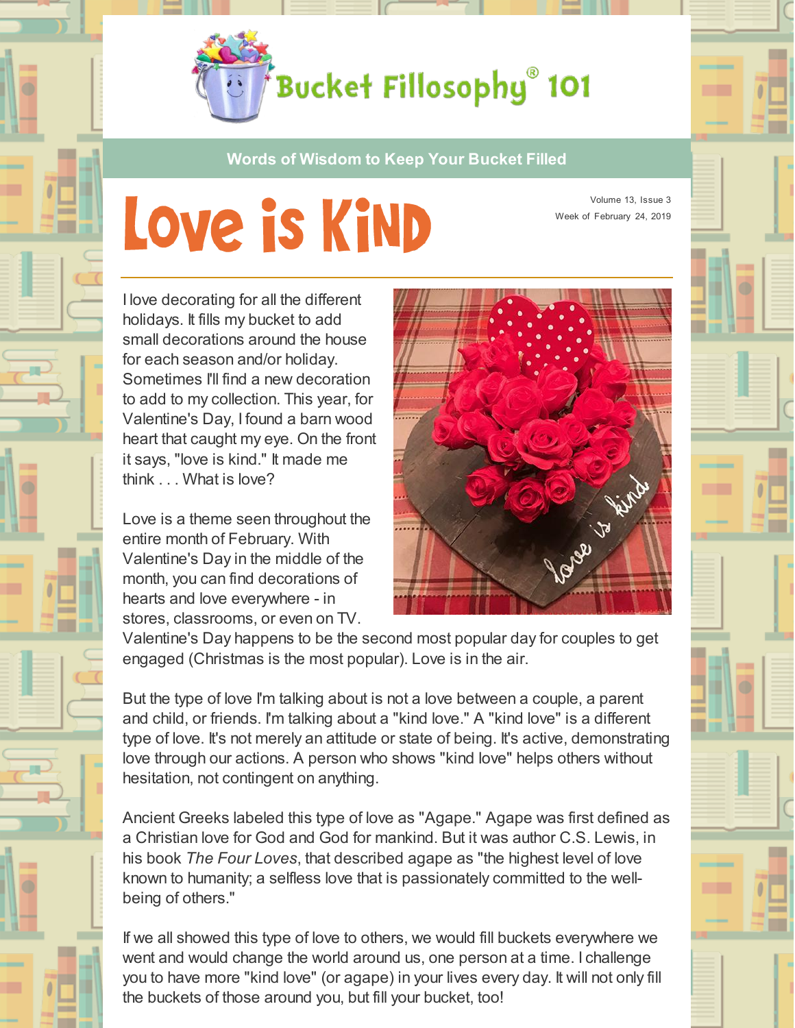# Bucket Fillosophy® 101

**Words of Wisdom to Keep Your Bucket Filled**

# Love is Kind

Volume 13, Issue 3
Week of February 24, 2019

I love decorating for all the different holidays. It fills my bucket to add small decorations around the house for each season and/or holiday. Sometimes I'll find a new decoration to add to my collection. This year, for Valentine's Day, I found a barn wood heart that caught my eye. On the front it says, "love is kind." It made me think . . . What is love?

Love is a theme seen throughout the entire month of February. With Valentine's Day in the middle of the month, you can find decorations of hearts and love everywhere - in stores, classrooms, or even on TV. Valentine's Day happens to be the second most popular day for couples to get engaged (Christmas is the most popular). Love is in the air.

But the type of love I'm talking about is not a love between a couple, a parent and child, or friends. I'm talking about a "kind love." A "kind love" is a different type of love. It's not merely an attitude or state of being. It's active, demonstrating love through our actions. A person who shows "kind love" helps others without hesitation, not contingent on anything.

Ancient Greeks labeled this type of love as "Agape." Agape was first defined as a Christian love for God and God for mankind. But it was author C.S. Lewis, in his book *The Four Loves*, that described agape as "the highest level of love known to humanity; a selfless love that is passionately committed to the well-being of others."

If we all showed this type of love to others, we would fill buckets everywhere we went and would change the world around us, one person at a time. I challenge you to have more "kind love" (or agape) in your lives every day. It will not only fill the buckets of those around you, but fill your bucket, too!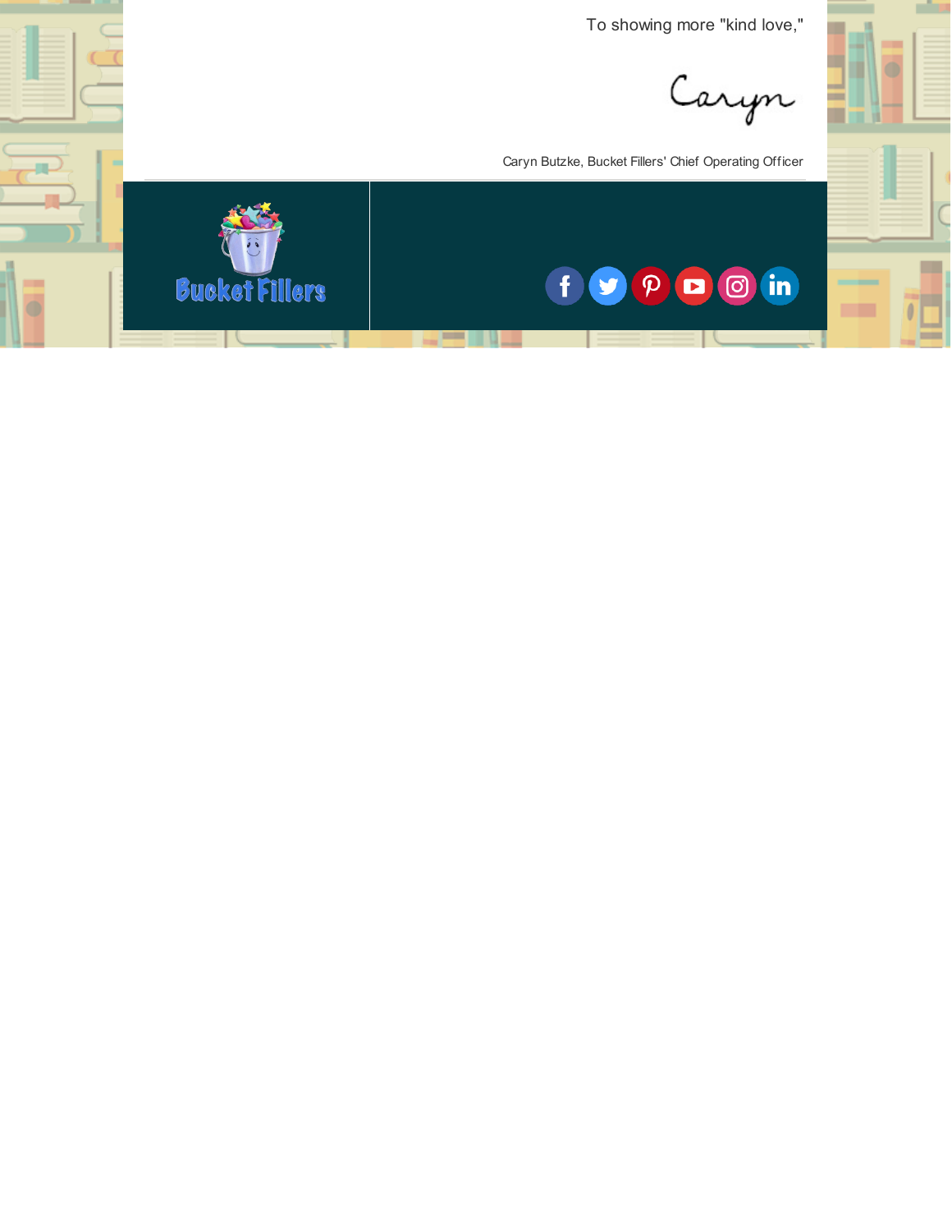To showing more "kind love,"

Caryn

Caryn Butzke, Bucket Fillers' Chief Operating Officer

Bucket Fillers